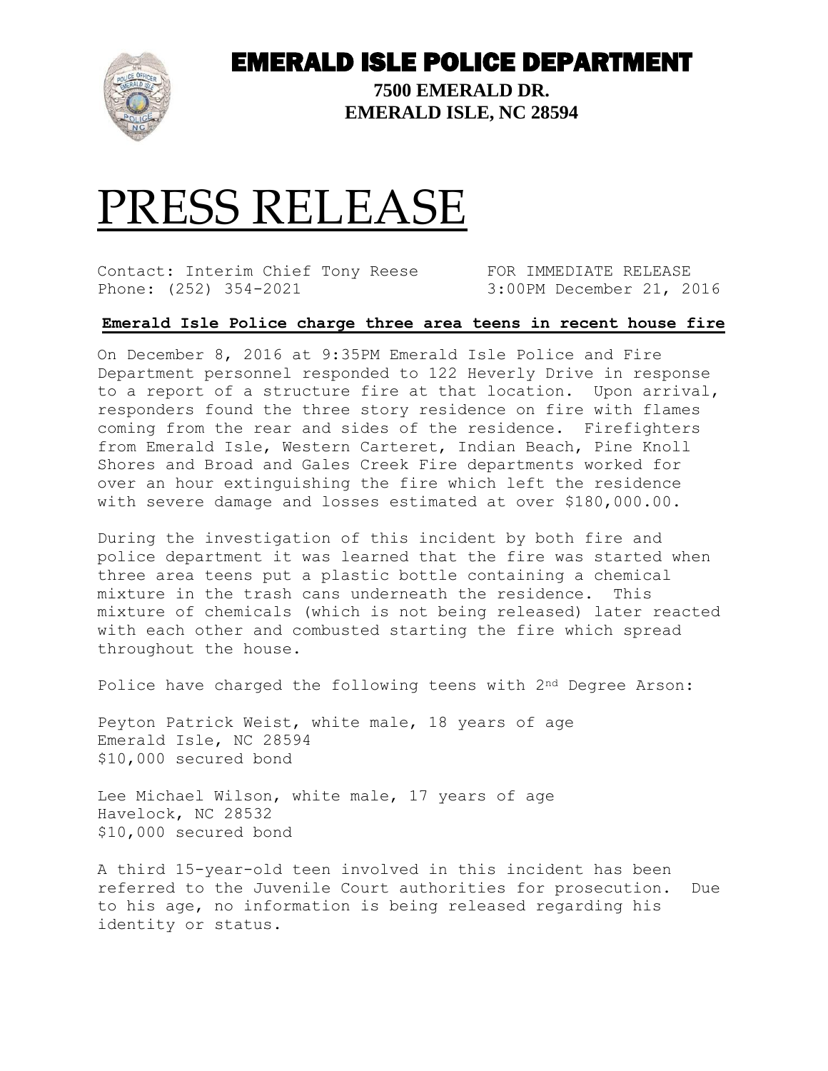# EMERALD ISLE POLICE DEPARTMENT

**7500 EMERALD DR.**
**EMERALD ISLE, NC 28594**

# PRESS RELEASE

Contact: Interim Chief Tony Reese
Phone: (252) 354-2021

FOR IMMEDIATE RELEASE
3:00PM December 21, 2016

## Emerald Isle Police charge three area teens in recent house fire

On December 8, 2016 at 9:35PM Emerald Isle Police and Fire Department personnel responded to 122 Heverly Drive in response to a report of a structure fire at that location. Upon arrival, responders found the three story residence on fire with flames coming from the rear and sides of the residence. Firefighters from Emerald Isle, Western Carteret, Indian Beach, Pine Knoll Shores and Broad and Gales Creek Fire departments worked for over an hour extinguishing the fire which left the residence with severe damage and losses estimated at over $180,000.00.

During the investigation of this incident by both fire and police department it was learned that the fire was started when three area teens put a plastic bottle containing a chemical mixture in the trash cans underneath the residence. This mixture of chemicals (which is not being released) later reacted with each other and combusted starting the fire which spread throughout the house.

Police have charged the following teens with 2nd Degree Arson:

Peyton Patrick Weist, white male, 18 years of age
Emerald Isle, NC 28594
$10,000 secured bond

Lee Michael Wilson, white male, 17 years of age
Havelock, NC 28532
$10,000 secured bond

A third 15-year-old teen involved in this incident has been referred to the Juvenile Court authorities for prosecution. Due to his age, no information is being released regarding his identity or status.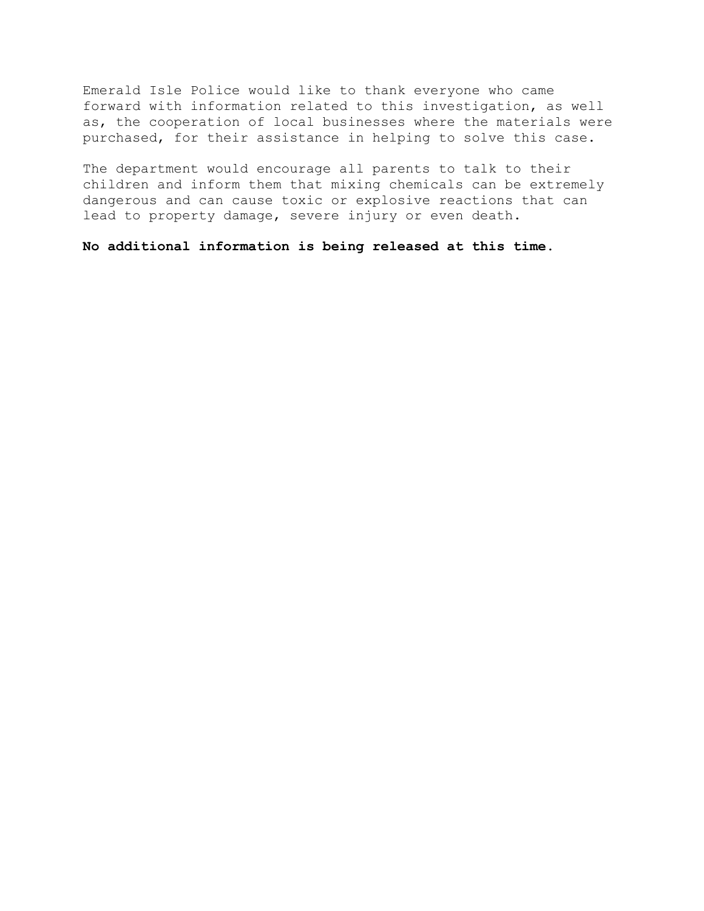Emerald Isle Police would like to thank everyone who came forward with information related to this investigation, as well as, the cooperation of local businesses where the materials were purchased, for their assistance in helping to solve this case.

The department would encourage all parents to talk to their children and inform them that mixing chemicals can be extremely dangerous and can cause toxic or explosive reactions that can lead to property damage, severe injury or even death.

**No additional information is being released at this time.**